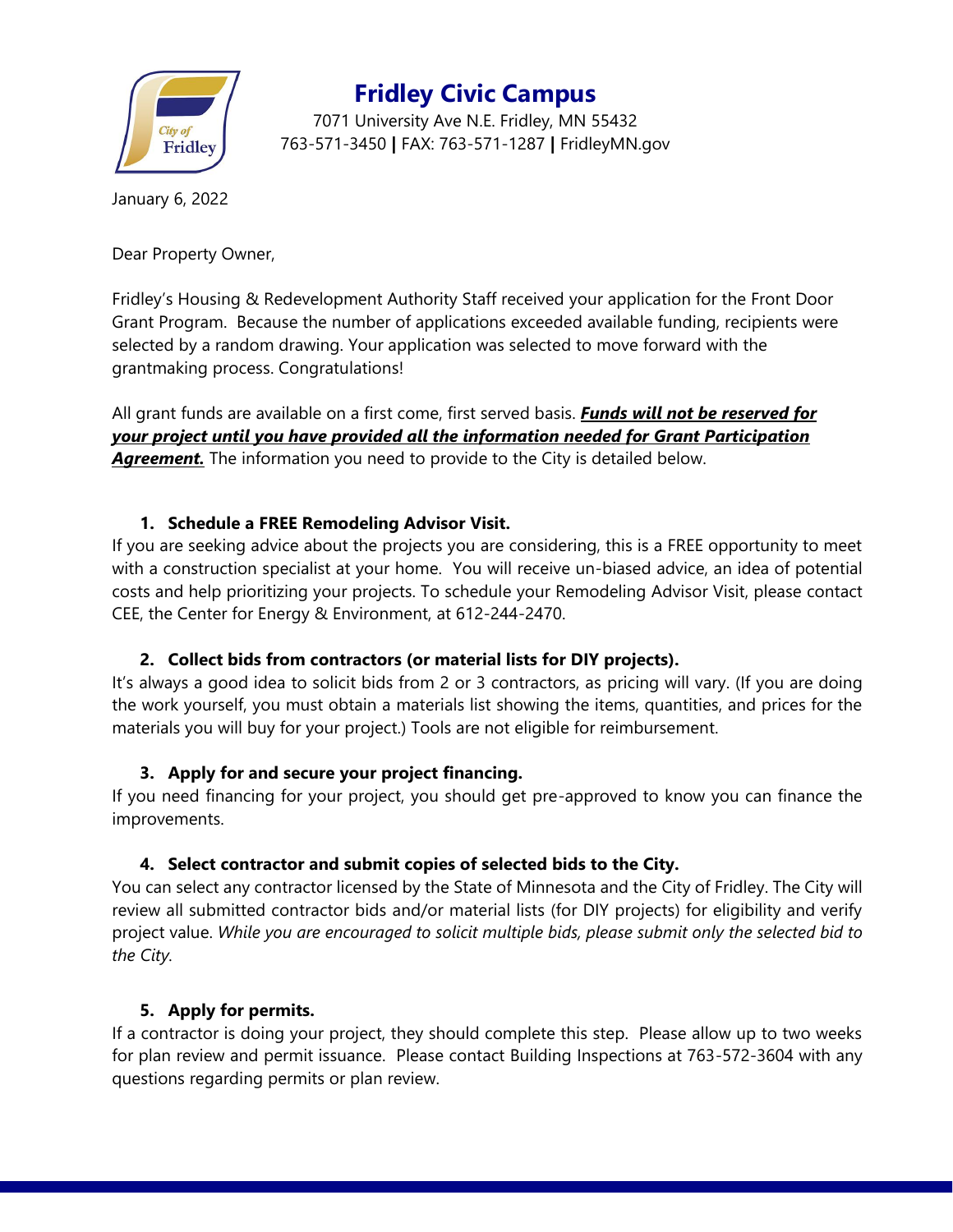# Fridley Civic Campus

7071 University Ave N.E. Fridley, MN 55432
763-571-3450 | FAX: 763-571-1287 | FridleyMN.gov

January 6, 2022

Dear Property Owner,

Fridley's Housing & Redevelopment Authority Staff received your application for the Front Door Grant Program. Because the number of applications exceeded available funding, recipients were selected by a random drawing. Your application was selected to move forward with the grantmaking process. Congratulations!

All grant funds are available on a first come, first served basis. ***Funds will not be reserved for your project until you have provided all the information needed for Grant Participation Agreement.*** The information you need to provide to the City is detailed below.

1. **Schedule a FREE Remodeling Advisor Visit.**

If you are seeking advice about the projects you are considering, this is a FREE opportunity to meet with a construction specialist at your home. You will receive un-biased advice, an idea of potential costs and help prioritizing your projects. To schedule your Remodeling Advisor Visit, please contact CEE, the Center for Energy & Environment, at 612-244-2470.

2. **Collect bids from contractors (or material lists for DIY projects).**

It's always a good idea to solicit bids from 2 or 3 contractors, as pricing will vary. (If you are doing the work yourself, you must obtain a materials list showing the items, quantities, and prices for the materials you will buy for your project.) Tools are not eligible for reimbursement.

3. **Apply for and secure your project financing.**

If you need financing for your project, you should get pre-approved to know you can finance the improvements.

4. **Select contractor and submit copies of selected bids to the City.**

You can select any contractor licensed by the State of Minnesota and the City of Fridley. The City will review all submitted contractor bids and/or material lists (for DIY projects) for eligibility and verify project value. *While you are encouraged to solicit multiple bids, please submit only the selected bid to the City.*

5. **Apply for permits.**

If a contractor is doing your project, they should complete this step. Please allow up to two weeks for plan review and permit issuance. Please contact Building Inspections at 763-572-3604 with any questions regarding permits or plan review.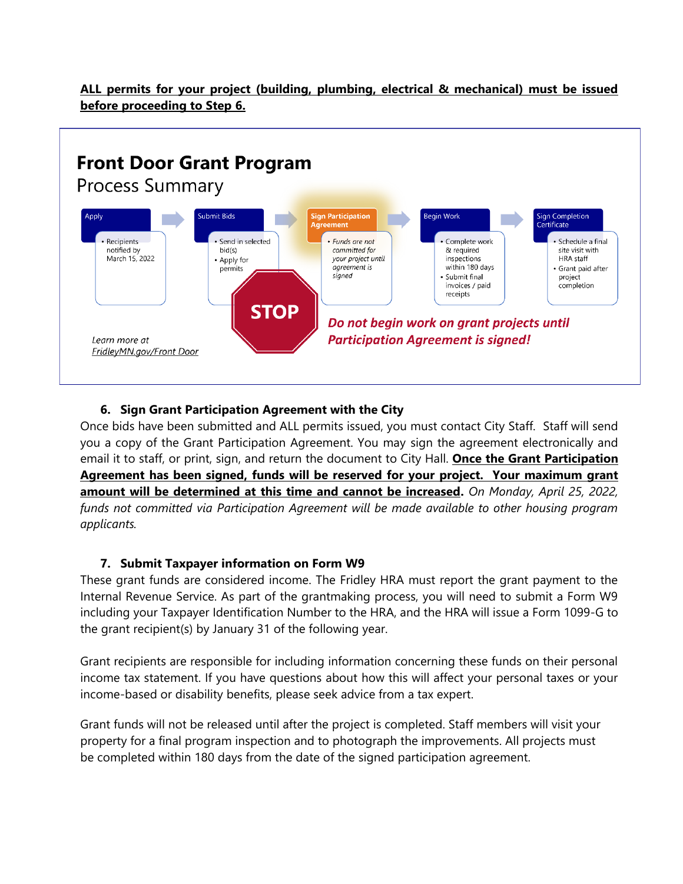**ALL permits for your project (building, plumbing, electrical & mechanical) must be issued before proceeding to Step 6.**

## Front Door Grant Program

### Process Summary

**Apply**
- Recipients notified by March 15, 2022

**Submit Bids**
- Send in selected bid(s)
- Apply for permits

**Sign Participation Agreement**
- *Funds are not committed for your project until agreement is signed*

**Begin Work**
- Complete work & required inspections within 180 days
- Submit final invoices / paid receipts

**Sign Completion Certificate**
- Schedule a final site visit with HRA staff
- Grant paid after project completion

STOP

***Do not begin work on grant projects until Participation Agreement is signed!***

*Learn more at FridleyMN.gov/Front Door*

### 6. Sign Grant Participation Agreement with the City

Once bids have been submitted and ALL permits issued, you must contact City Staff. Staff will send you a copy of the Grant Participation Agreement. You may sign the agreement electronically and email it to staff, or print, sign, and return the document to City Hall. **Once the Grant Participation Agreement has been signed, funds will be reserved for your project. Your maximum grant amount will be determined at this time and cannot be increased.** *On Monday, April 25, 2022, funds not committed via Participation Agreement will be made available to other housing program applicants.*

### 7. Submit Taxpayer information on Form W9

These grant funds are considered income. The Fridley HRA must report the grant payment to the Internal Revenue Service. As part of the grantmaking process, you will need to submit a Form W9 including your Taxpayer Identification Number to the HRA, and the HRA will issue a Form 1099-G to the grant recipient(s) by January 31 of the following year.

Grant recipients are responsible for including information concerning these funds on their personal income tax statement. If you have questions about how this will affect your personal taxes or your income-based or disability benefits, please seek advice from a tax expert.

Grant funds will not be released until after the project is completed. Staff members will visit your property for a final program inspection and to photograph the improvements. All projects must be completed within 180 days from the date of the signed participation agreement.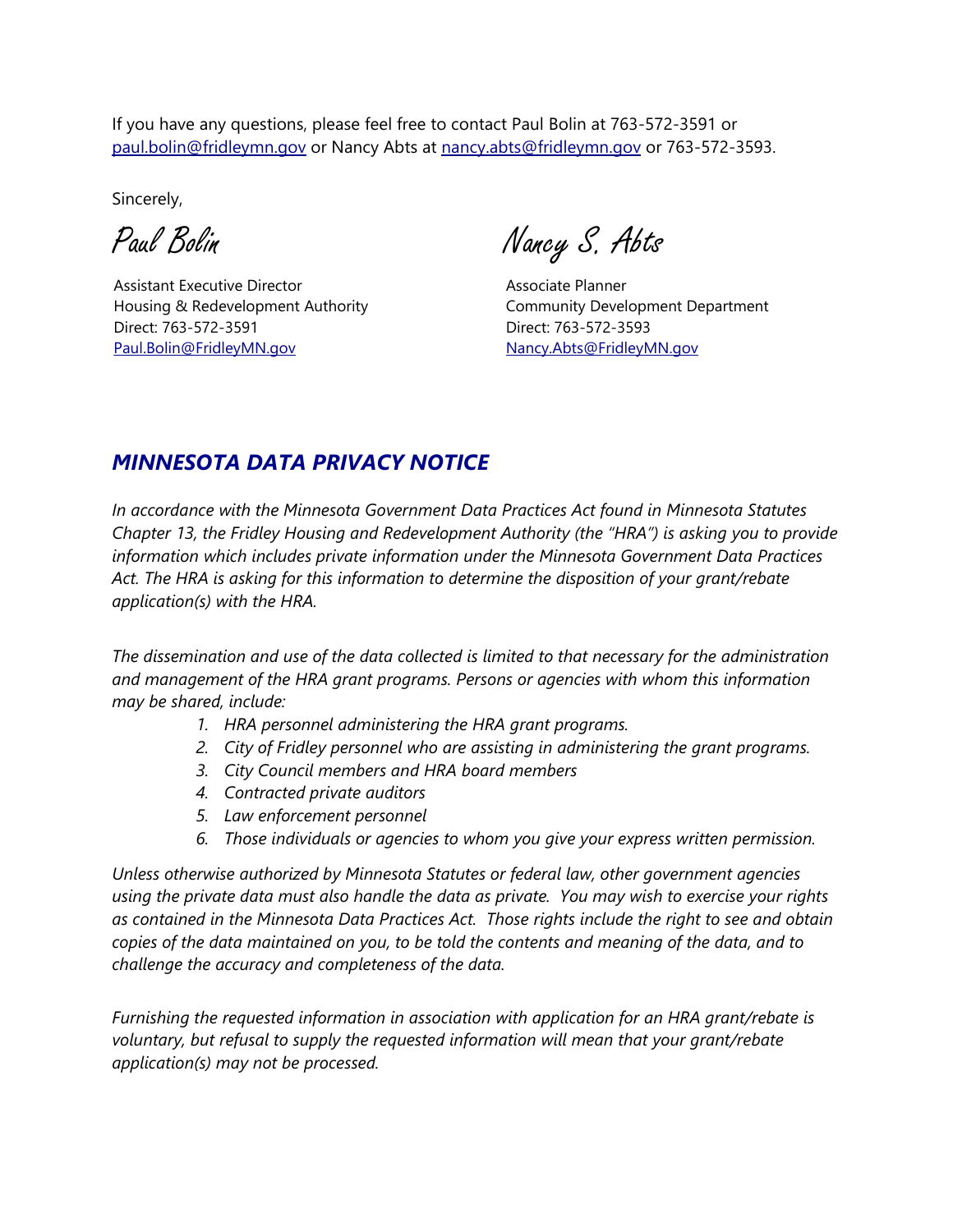If you have any questions, please feel free to contact Paul Bolin at 763-572-3591 or paul.bolin@fridleymn.gov or Nancy Abts at nancy.abts@fridleymn.gov or 763-572-3593.

Sincerely,

*Paul Bolin*

Assistant Executive Director
Housing & Redevelopment Authority
Direct: 763-572-3591
Paul.Bolin@FridleyMN.gov

*Nancy S. Abts*

Associate Planner
Community Development Department
Direct: 763-572-3593
Nancy.Abts@FridleyMN.gov

## *MINNESOTA DATA PRIVACY NOTICE*

*In accordance with the Minnesota Government Data Practices Act found in Minnesota Statutes Chapter 13, the Fridley Housing and Redevelopment Authority (the "HRA") is asking you to provide information which includes private information under the Minnesota Government Data Practices Act. The HRA is asking for this information to determine the disposition of your grant/rebate application(s) with the HRA.*

*The dissemination and use of the data collected is limited to that necessary for the administration and management of the HRA grant programs. Persons or agencies with whom this information may be shared, include:*

1. *HRA personnel administering the HRA grant programs.*
2. *City of Fridley personnel who are assisting in administering the grant programs.*
3. *City Council members and HRA board members*
4. *Contracted private auditors*
5. *Law enforcement personnel*
6. *Those individuals or agencies to whom you give your express written permission.*

*Unless otherwise authorized by Minnesota Statutes or federal law, other government agencies using the private data must also handle the data as private. You may wish to exercise your rights as contained in the Minnesota Data Practices Act. Those rights include the right to see and obtain copies of the data maintained on you, to be told the contents and meaning of the data, and to challenge the accuracy and completeness of the data.*

*Furnishing the requested information in association with application for an HRA grant/rebate is voluntary, but refusal to supply the requested information will mean that your grant/rebate application(s) may not be processed.*